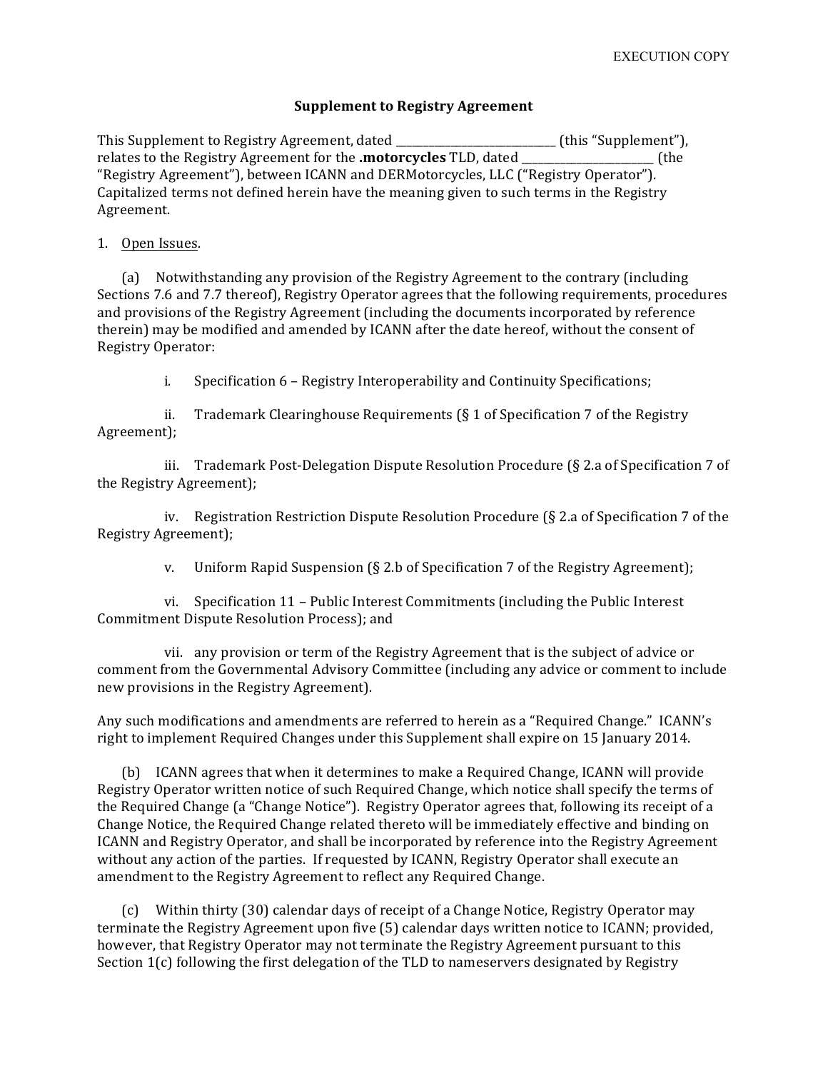EXECUTION COPY

**Supplement to Registry Agreement**

This Supplement to Registry Agreement, dated \_\_\_\_\_\_\_\_\_\_\_\_\_\_\_\_\_\_\_\_\_\_\_\_\_\_\_\_\_\_ (this "Supplement"), relates to the Registry Agreement for the **.motorcycles** TLD, dated \_\_\_\_\_\_\_\_\_\_\_\_\_\_\_\_\_\_\_\_\_\_\_\_\_ (the "Registry Agreement"), between ICANN and DERMotorcycles, LLC ("Registry Operator"). Capitalized terms not defined herein have the meaning given to such terms in the Registry Agreement.

1. <u>Open Issues</u>.

(a) Notwithstanding any provision of the Registry Agreement to the contrary (including Sections 7.6 and 7.7 thereof), Registry Operator agrees that the following requirements, procedures and provisions of the Registry Agreement (including the documents incorporated by reference therein) may be modified and amended by ICANN after the date hereof, without the consent of Registry Operator:

i. Specification 6 – Registry Interoperability and Continuity Specifications;

ii. Trademark Clearinghouse Requirements (§ 1 of Specification 7 of the Registry Agreement);

iii. Trademark Post-Delegation Dispute Resolution Procedure (§ 2.a of Specification 7 of the Registry Agreement);

iv. Registration Restriction Dispute Resolution Procedure (§ 2.a of Specification 7 of the Registry Agreement);

v. Uniform Rapid Suspension (§ 2.b of Specification 7 of the Registry Agreement);

vi. Specification 11 – Public Interest Commitments (including the Public Interest Commitment Dispute Resolution Process); and

vii. any provision or term of the Registry Agreement that is the subject of advice or comment from the Governmental Advisory Committee (including any advice or comment to include new provisions in the Registry Agreement).

Any such modifications and amendments are referred to herein as a "Required Change." ICANN's right to implement Required Changes under this Supplement shall expire on 15 January 2014.

(b) ICANN agrees that when it determines to make a Required Change, ICANN will provide Registry Operator written notice of such Required Change, which notice shall specify the terms of the Required Change (a "Change Notice"). Registry Operator agrees that, following its receipt of a Change Notice, the Required Change related thereto will be immediately effective and binding on ICANN and Registry Operator, and shall be incorporated by reference into the Registry Agreement without any action of the parties. If requested by ICANN, Registry Operator shall execute an amendment to the Registry Agreement to reflect any Required Change.

(c) Within thirty (30) calendar days of receipt of a Change Notice, Registry Operator may terminate the Registry Agreement upon five (5) calendar days written notice to ICANN; provided, however, that Registry Operator may not terminate the Registry Agreement pursuant to this Section 1(c) following the first delegation of the TLD to nameservers designated by Registry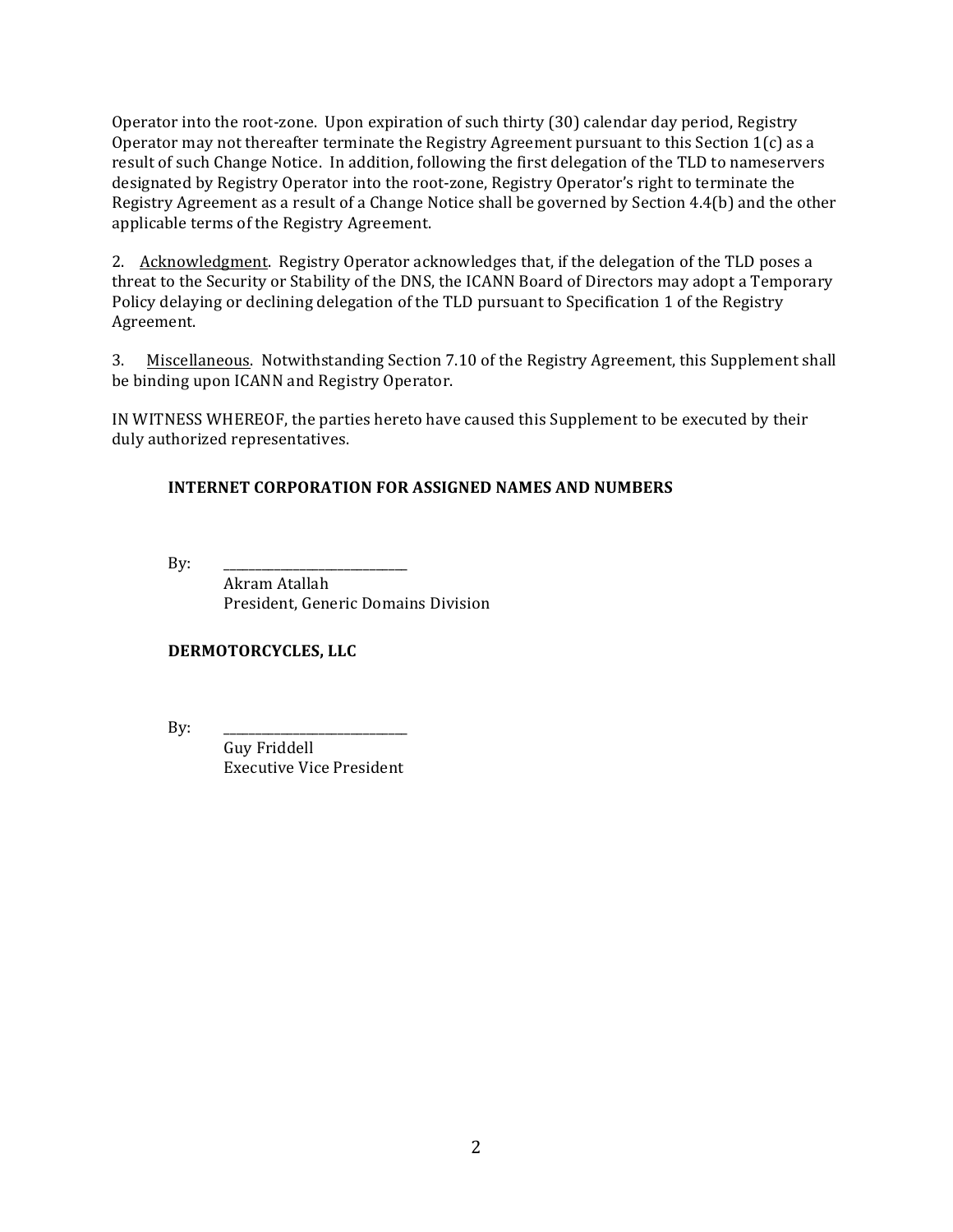Operator into the root-zone. Upon expiration of such thirty (30) calendar day period, Registry Operator may not thereafter terminate the Registry Agreement pursuant to this Section 1(c) as a result of such Change Notice. In addition, following the first delegation of the TLD to nameservers designated by Registry Operator into the root-zone, Registry Operator's right to terminate the Registry Agreement as a result of a Change Notice shall be governed by Section 4.4(b) and the other applicable terms of the Registry Agreement.

2. Acknowledgment. Registry Operator acknowledges that, if the delegation of the TLD poses a threat to the Security or Stability of the DNS, the ICANN Board of Directors may adopt a Temporary Policy delaying or declining delegation of the TLD pursuant to Specification 1 of the Registry Agreement.

3. Miscellaneous. Notwithstanding Section 7.10 of the Registry Agreement, this Supplement shall be binding upon ICANN and Registry Operator.

IN WITNESS WHEREOF, the parties hereto have caused this Supplement to be executed by their duly authorized representatives.

**INTERNET CORPORATION FOR ASSIGNED NAMES AND NUMBERS**

By: ____________________________

Akram Atallah
President, Generic Domains Division

**DERMOTORCYCLES, LLC**

By: ____________________________

Guy Friddell
Executive Vice President